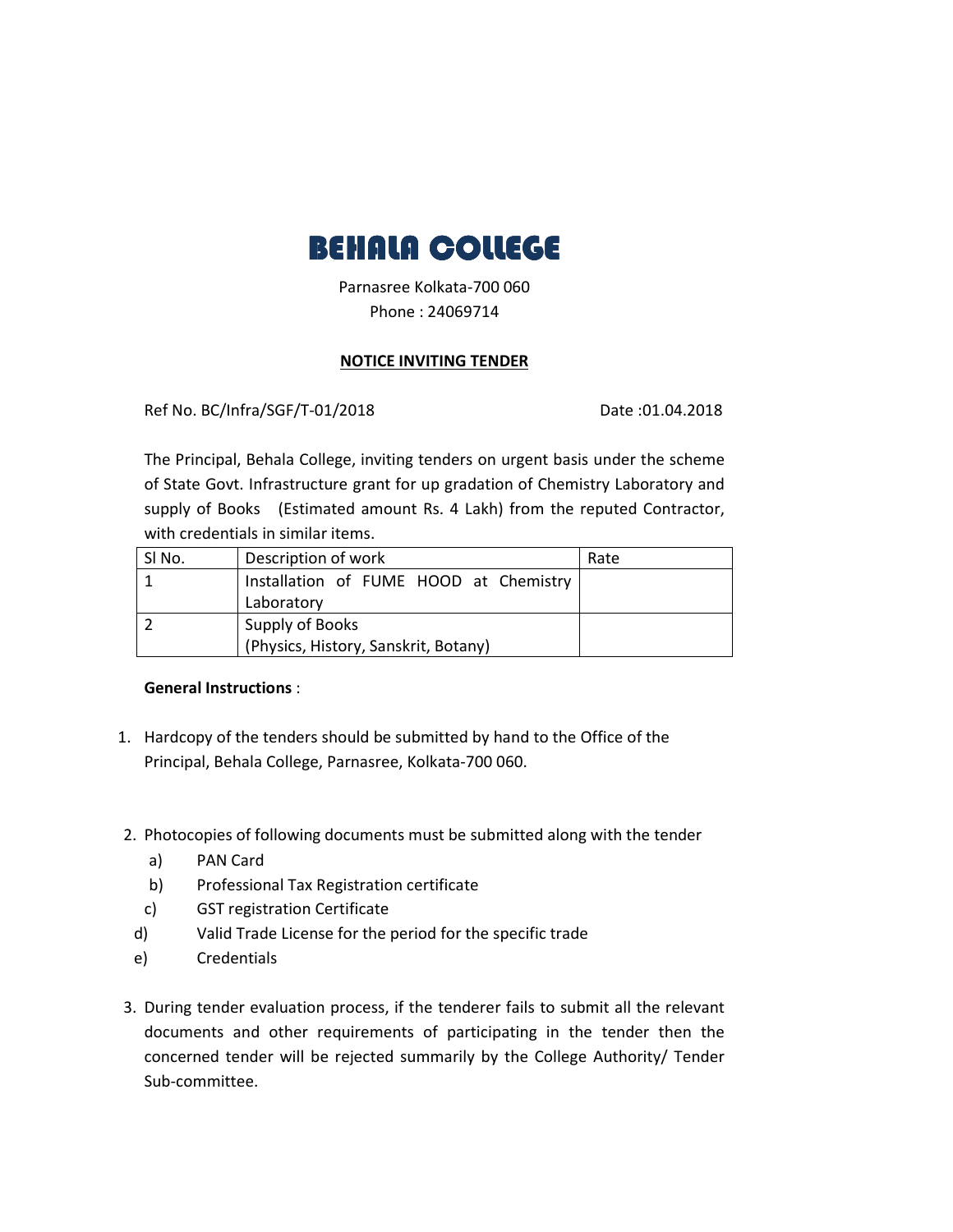# BEHALA COLLEGE

Parnasree Kolkata-700 060
Phone : 24069714

**NOTICE INVITING TENDER**

Ref No. BC/Infra/SGF/T-01/2018 Date :01.04.2018

The Principal, Behala College, inviting tenders on urgent basis under the scheme of State Govt. Infrastructure grant for up gradation of Chemistry Laboratory and supply of Books (Estimated amount Rs. 4 Lakh) from the reputed Contractor, with credentials in similar items.

| Sl No. | Description of work | Rate |
|---|---|---|
| 1 | Installation of FUME HOOD at Chemistry Laboratory | |
| 2 | Supply of Books (Physics, History, Sanskrit, Botany) | |

**General Instructions** :

1. Hardcopy of the tenders should be submitted by hand to the Office of the Principal, Behala College, Parnasree, Kolkata-700 060.

2. Photocopies of following documents must be submitted along with the tender
   a) PAN Card
   b) Professional Tax Registration certificate
   c) GST registration Certificate
   d) Valid Trade License for the period for the specific trade
   e) Credentials

3. During tender evaluation process, if the tenderer fails to submit all the relevant documents and other requirements of participating in the tender then the concerned tender will be rejected summarily by the College Authority/ Tender Sub-committee.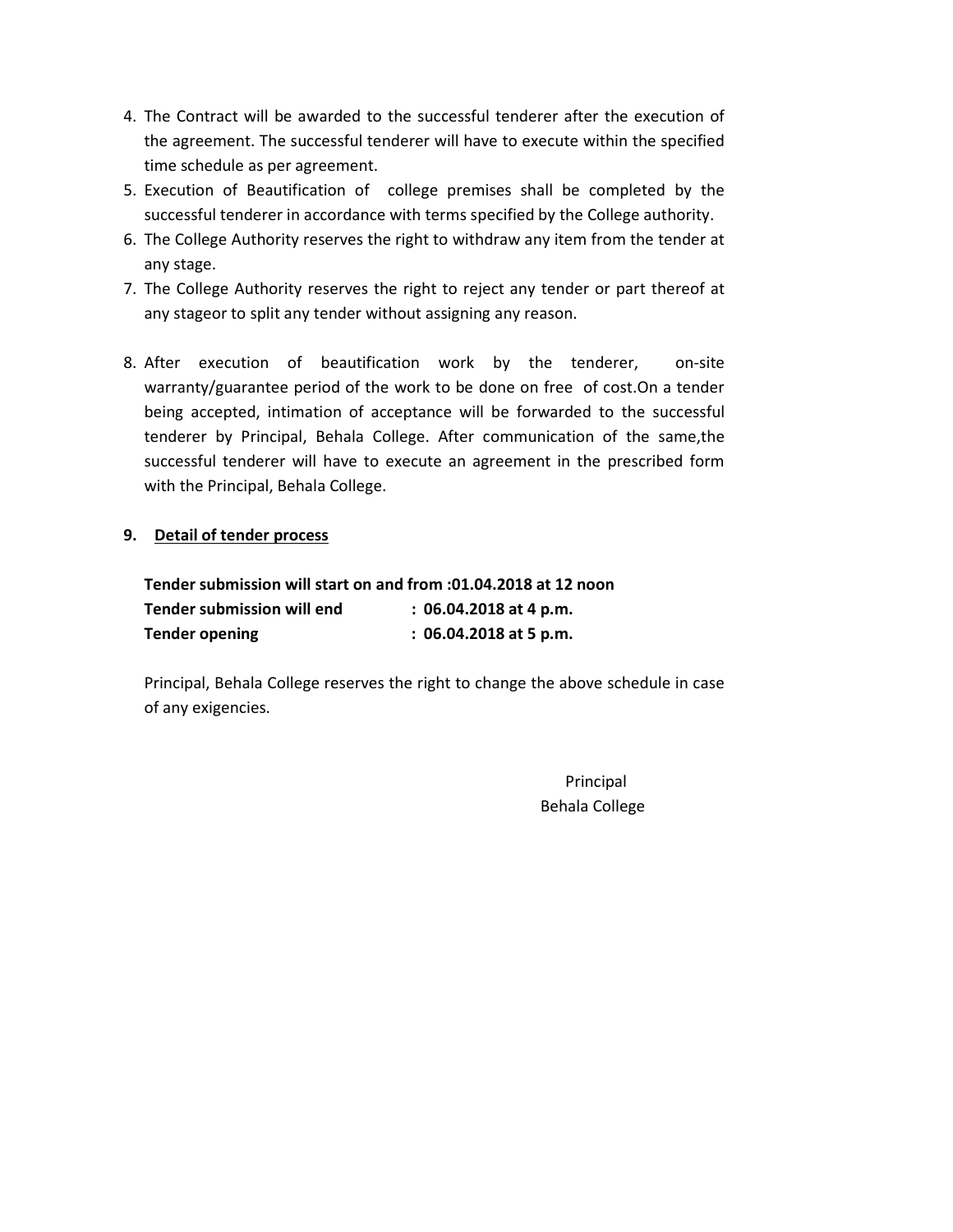4. The Contract will be awarded to the successful tenderer after the execution of the agreement. The successful tenderer will have to execute within the specified time schedule as per agreement.
5. Execution of Beautification of college premises shall be completed by the successful tenderer in accordance with terms specified by the College authority.
6. The College Authority reserves the right to withdraw any item from the tender at any stage.
7. The College Authority reserves the right to reject any tender or part thereof at any stageor to split any tender without assigning any reason.

8. After execution of beautification work by the tenderer, on-site warranty/guarantee period of the work to be done on free of cost.On a tender being accepted, intimation of acceptance will be forwarded to the successful tenderer by Principal, Behala College. After communication of the same,the successful tenderer will have to execute an agreement in the prescribed form with the Principal, Behala College.

**9. Detail of tender process**

**Tender submission will start on and from :01.04.2018 at 12 noon**
**Tender submission will end : 06.04.2018 at 4 p.m.**
**Tender opening : 06.04.2018 at 5 p.m.**

Principal, Behala College reserves the right to change the above schedule in case of any exigencies.

Principal
Behala College